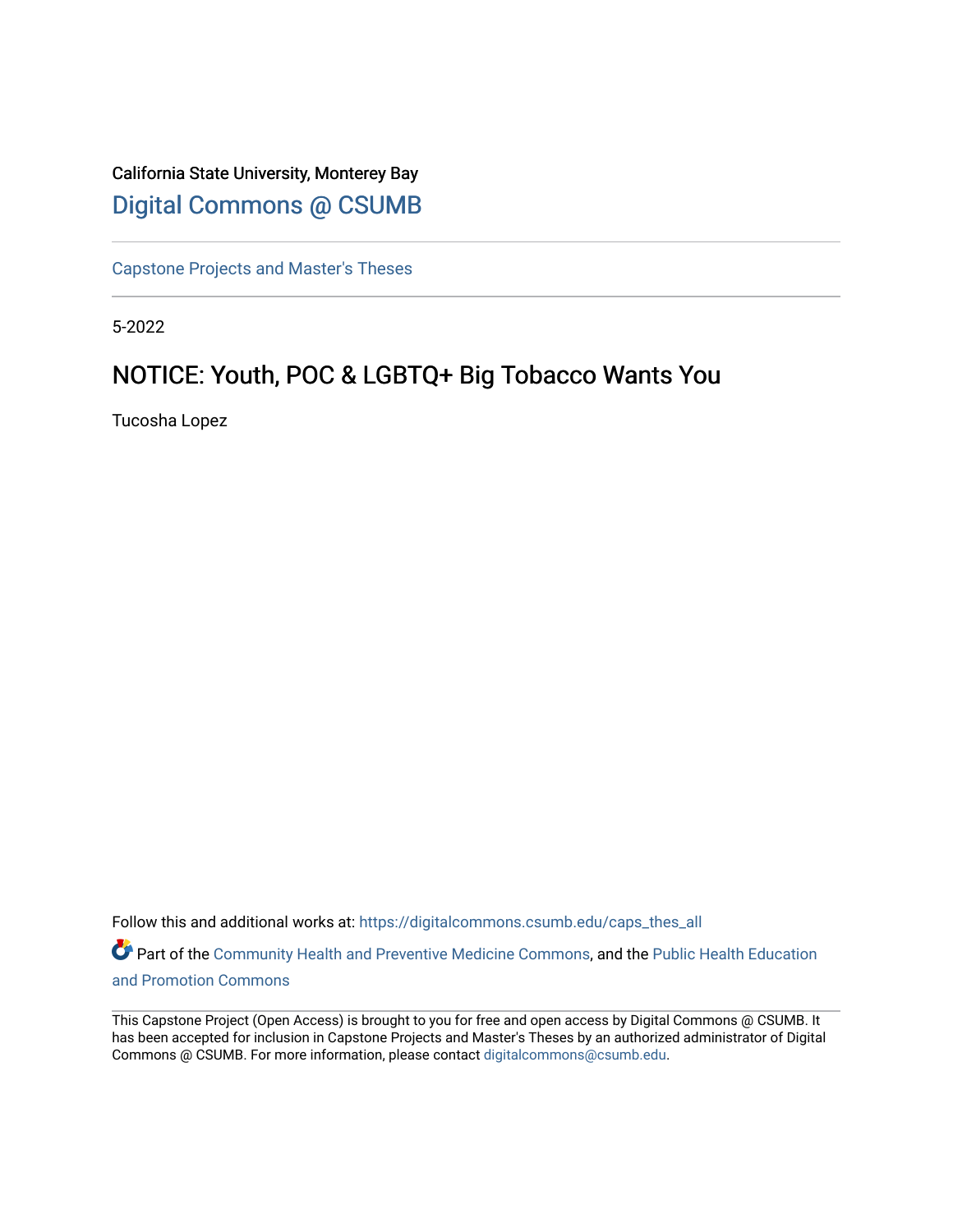California State University, Monterey Bay

Digital Commons @ CSUMB

Capstone Projects and Master's Theses

5-2022

# NOTICE: Youth, POC & LGBTQ+ Big Tobacco Wants You

Tucosha Lopez

Follow this and additional works at: https://digitalcommons.csumb.edu/caps_thes_all

Part of the Community Health and Preventive Medicine Commons, and the Public Health Education and Promotion Commons

This Capstone Project (Open Access) is brought to you for free and open access by Digital Commons @ CSUMB. It has been accepted for inclusion in Capstone Projects and Master's Theses by an authorized administrator of Digital Commons @ CSUMB. For more information, please contact digitalcommons@csumb.edu.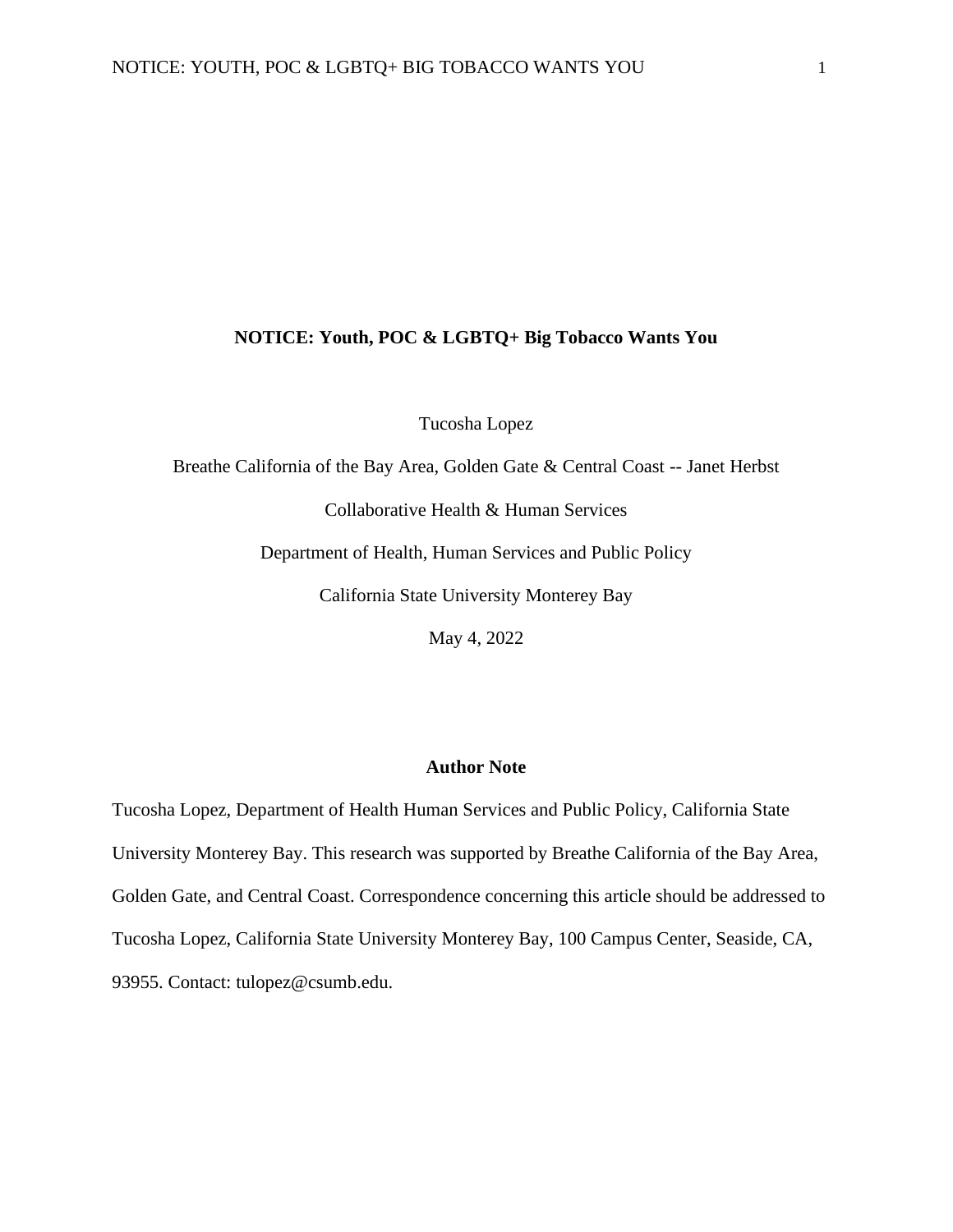**NOTICE: Youth, POC & LGBTQ+ Big Tobacco Wants You**

Tucosha Lopez

Breathe California of the Bay Area, Golden Gate & Central Coast -- Janet Herbst

Collaborative Health & Human Services

Department of Health, Human Services and Public Policy

California State University Monterey Bay

May 4, 2022

**Author Note**

Tucosha Lopez, Department of Health Human Services and Public Policy, California State University Monterey Bay. This research was supported by Breathe California of the Bay Area, Golden Gate, and Central Coast. Correspondence concerning this article should be addressed to Tucosha Lopez, California State University Monterey Bay, 100 Campus Center, Seaside, CA, 93955. Contact: tulopez@csumb.edu.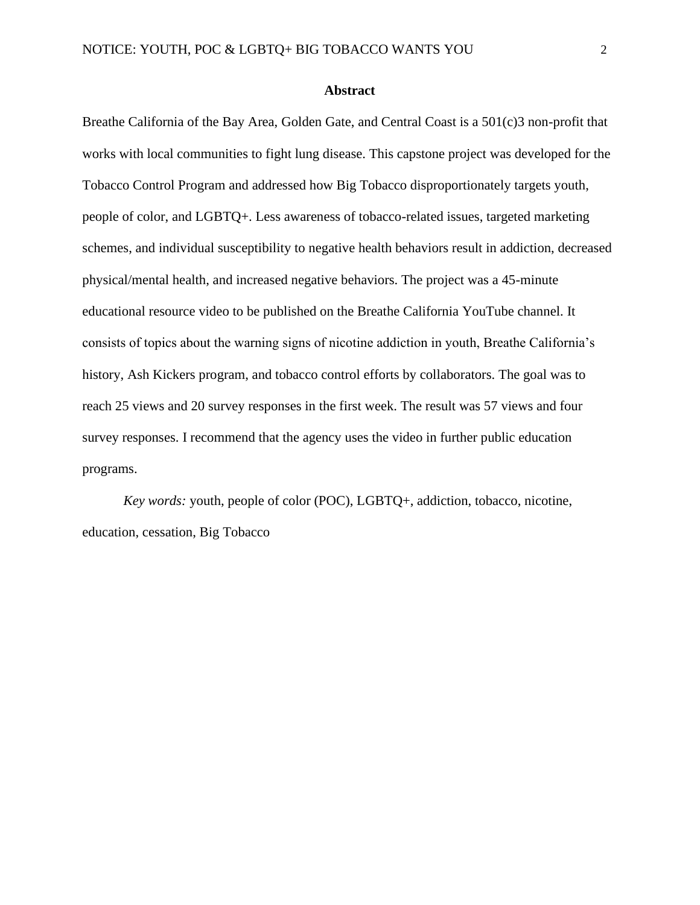# Abstract

Breathe California of the Bay Area, Golden Gate, and Central Coast is a 501(c)3 non-profit that works with local communities to fight lung disease. This capstone project was developed for the Tobacco Control Program and addressed how Big Tobacco disproportionately targets youth, people of color, and LGBTQ+. Less awareness of tobacco-related issues, targeted marketing schemes, and individual susceptibility to negative health behaviors result in addiction, decreased physical/mental health, and increased negative behaviors. The project was a 45-minute educational resource video to be published on the Breathe California YouTube channel. It consists of topics about the warning signs of nicotine addiction in youth, Breathe California's history, Ash Kickers program, and tobacco control efforts by collaborators. The goal was to reach 25 views and 20 survey responses in the first week. The result was 57 views and four survey responses. I recommend that the agency uses the video in further public education programs.

*Key words:* youth, people of color (POC), LGBTQ+, addiction, tobacco, nicotine, education, cessation, Big Tobacco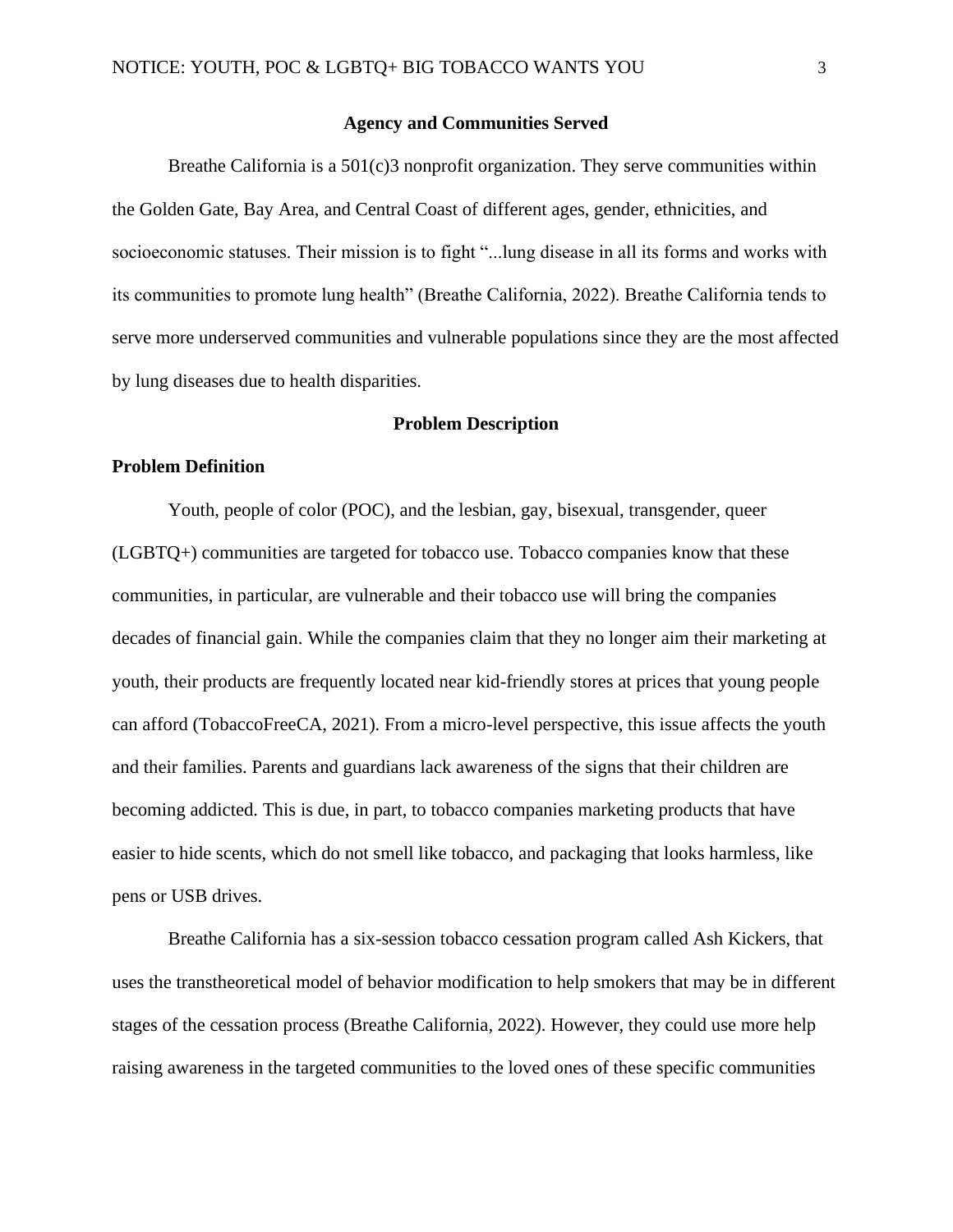## Agency and Communities Served

Breathe California is a 501(c)3 nonprofit organization. They serve communities within the Golden Gate, Bay Area, and Central Coast of different ages, gender, ethnicities, and socioeconomic statuses. Their mission is to fight "...lung disease in all its forms and works with its communities to promote lung health" (Breathe California, 2022). Breathe California tends to serve more underserved communities and vulnerable populations since they are the most affected by lung diseases due to health disparities.

## Problem Description

### Problem Definition

Youth, people of color (POC), and the lesbian, gay, bisexual, transgender, queer (LGBTQ+) communities are targeted for tobacco use. Tobacco companies know that these communities, in particular, are vulnerable and their tobacco use will bring the companies decades of financial gain. While the companies claim that they no longer aim their marketing at youth, their products are frequently located near kid-friendly stores at prices that young people can afford (TobaccoFreeCA, 2021). From a micro-level perspective, this issue affects the youth and their families. Parents and guardians lack awareness of the signs that their children are becoming addicted. This is due, in part, to tobacco companies marketing products that have easier to hide scents, which do not smell like tobacco, and packaging that looks harmless, like pens or USB drives.

Breathe California has a six-session tobacco cessation program called Ash Kickers, that uses the transtheoretical model of behavior modification to help smokers that may be in different stages of the cessation process (Breathe California, 2022). However, they could use more help raising awareness in the targeted communities to the loved ones of these specific communities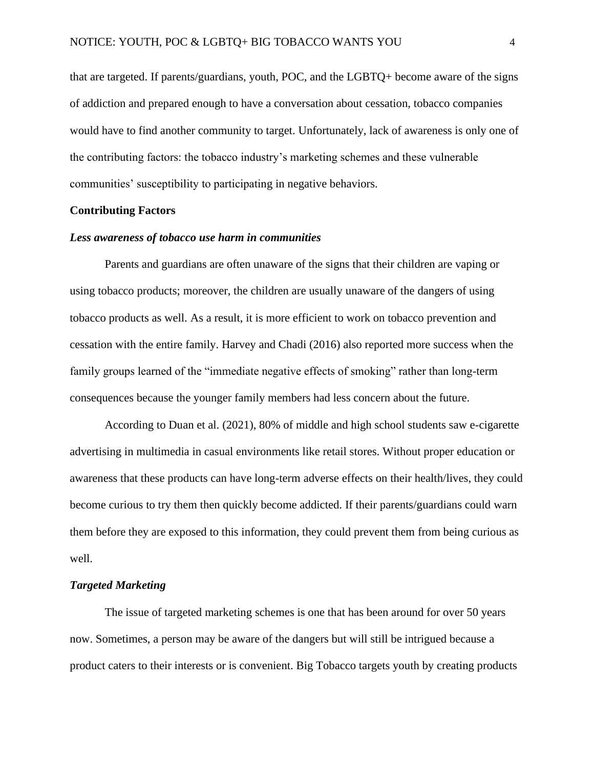that are targeted. If parents/guardians, youth, POC, and the LGBTQ+ become aware of the signs of addiction and prepared enough to have a conversation about cessation, tobacco companies would have to find another community to target. Unfortunately, lack of awareness is only one of the contributing factors: the tobacco industry's marketing schemes and these vulnerable communities' susceptibility to participating in negative behaviors.

## Contributing Factors

### *Less awareness of tobacco use harm in communities*

Parents and guardians are often unaware of the signs that their children are vaping or using tobacco products; moreover, the children are usually unaware of the dangers of using tobacco products as well. As a result, it is more efficient to work on tobacco prevention and cessation with the entire family. Harvey and Chadi (2016) also reported more success when the family groups learned of the "immediate negative effects of smoking" rather than long-term consequences because the younger family members had less concern about the future.

According to Duan et al. (2021), 80% of middle and high school students saw e-cigarette advertising in multimedia in casual environments like retail stores. Without proper education or awareness that these products can have long-term adverse effects on their health/lives, they could become curious to try them then quickly become addicted. If their parents/guardians could warn them before they are exposed to this information, they could prevent them from being curious as well.

### *Targeted Marketing*

The issue of targeted marketing schemes is one that has been around for over 50 years now. Sometimes, a person may be aware of the dangers but will still be intrigued because a product caters to their interests or is convenient. Big Tobacco targets youth by creating products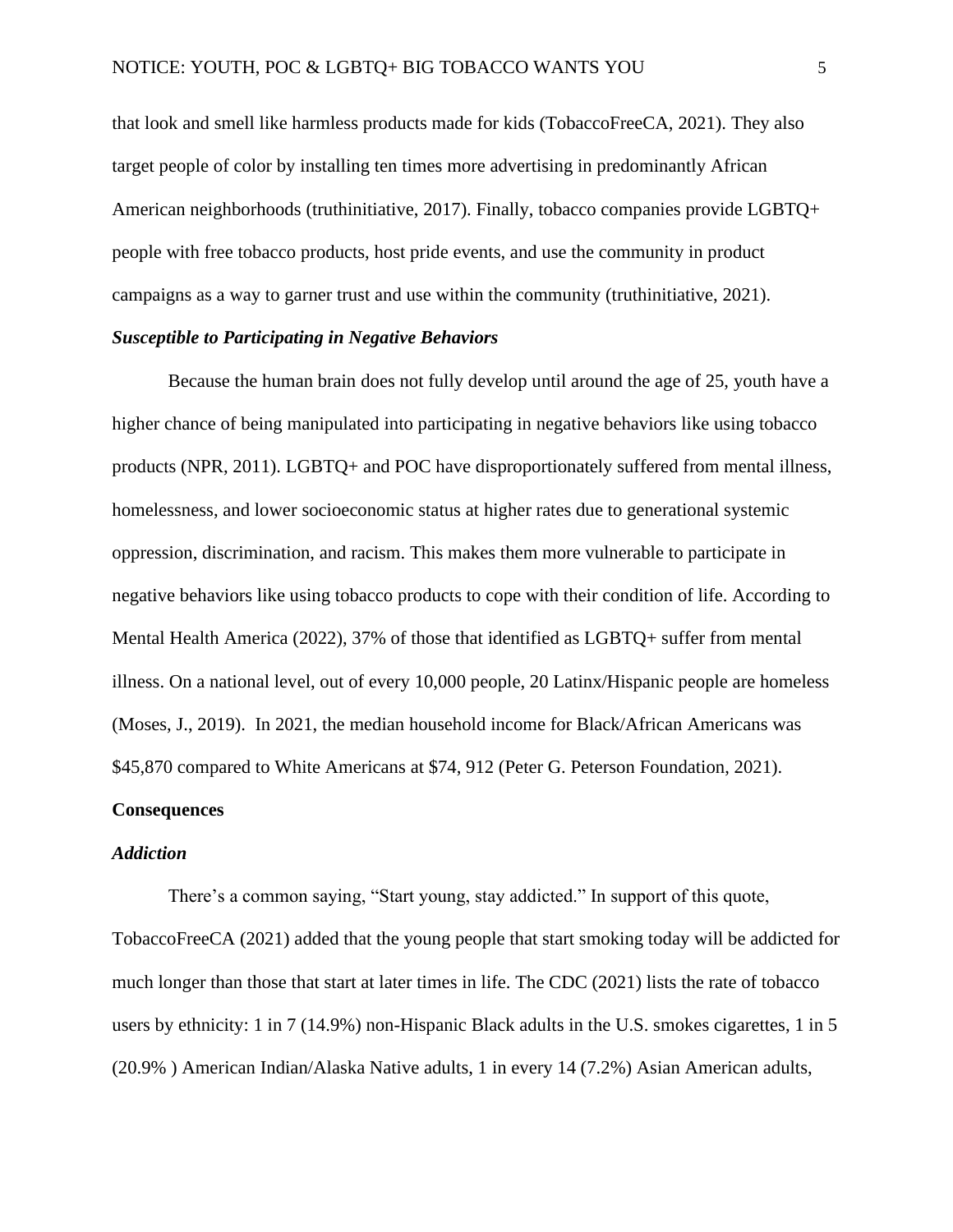that look and smell like harmless products made for kids (TobaccoFreeCA, 2021). They also target people of color by installing ten times more advertising in predominantly African American neighborhoods (truthinitiative, 2017). Finally, tobacco companies provide LGBTQ+ people with free tobacco products, host pride events, and use the community in product campaigns as a way to garner trust and use within the community (truthinitiative, 2021).

### *Susceptible to Participating in Negative Behaviors*

Because the human brain does not fully develop until around the age of 25, youth have a higher chance of being manipulated into participating in negative behaviors like using tobacco products (NPR, 2011). LGBTQ+ and POC have disproportionately suffered from mental illness, homelessness, and lower socioeconomic status at higher rates due to generational systemic oppression, discrimination, and racism. This makes them more vulnerable to participate in negative behaviors like using tobacco products to cope with their condition of life. According to Mental Health America (2022), 37% of those that identified as LGBTQ+ suffer from mental illness. On a national level, out of every 10,000 people, 20 Latinx/Hispanic people are homeless (Moses, J., 2019). In 2021, the median household income for Black/African Americans was $45,870 compared to White Americans at $74, 912 (Peter G. Peterson Foundation, 2021).

## Consequences

### *Addiction*

There's a common saying, "Start young, stay addicted." In support of this quote, TobaccoFreeCA (2021) added that the young people that start smoking today will be addicted for much longer than those that start at later times in life. The CDC (2021) lists the rate of tobacco users by ethnicity: 1 in 7 (14.9%) non-Hispanic Black adults in the U.S. smokes cigarettes, 1 in 5 (20.9% ) American Indian/Alaska Native adults, 1 in every 14 (7.2%) Asian American adults,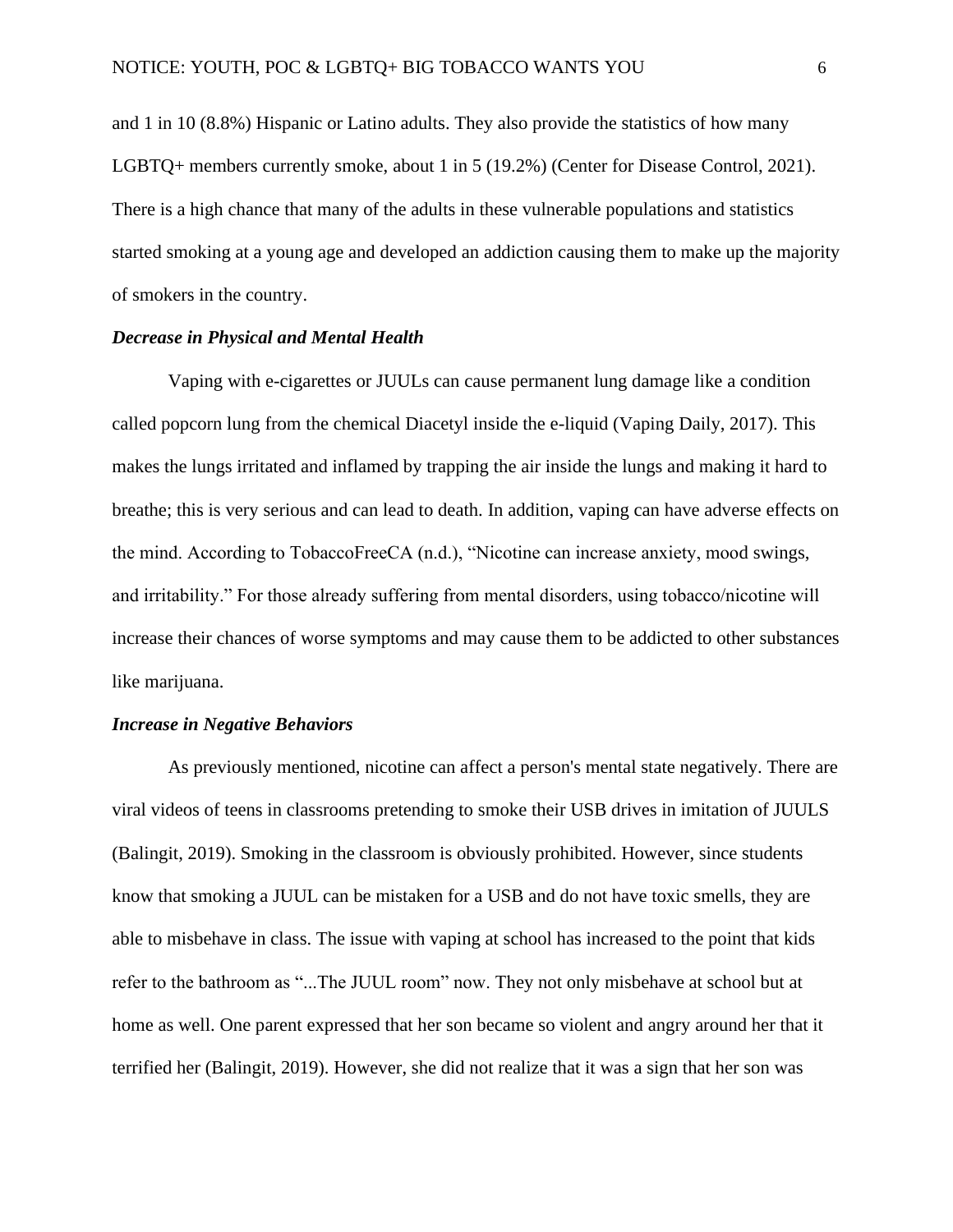and 1 in 10 (8.8%) Hispanic or Latino adults. They also provide the statistics of how many LGBTQ+ members currently smoke, about 1 in 5 (19.2%) (Center for Disease Control, 2021). There is a high chance that many of the adults in these vulnerable populations and statistics started smoking at a young age and developed an addiction causing them to make up the majority of smokers in the country.

### *Decrease in Physical and Mental Health*

Vaping with e-cigarettes or JUULs can cause permanent lung damage like a condition called popcorn lung from the chemical Diacetyl inside the e-liquid (Vaping Daily, 2017). This makes the lungs irritated and inflamed by trapping the air inside the lungs and making it hard to breathe; this is very serious and can lead to death. In addition, vaping can have adverse effects on the mind. According to TobaccoFreeCA (n.d.), "Nicotine can increase anxiety, mood swings, and irritability." For those already suffering from mental disorders, using tobacco/nicotine will increase their chances of worse symptoms and may cause them to be addicted to other substances like marijuana.

### *Increase in Negative Behaviors*

As previously mentioned, nicotine can affect a person's mental state negatively. There are viral videos of teens in classrooms pretending to smoke their USB drives in imitation of JUULS (Balingit, 2019). Smoking in the classroom is obviously prohibited. However, since students know that smoking a JUUL can be mistaken for a USB and do not have toxic smells, they are able to misbehave in class. The issue with vaping at school has increased to the point that kids refer to the bathroom as "...The JUUL room" now. They not only misbehave at school but at home as well. One parent expressed that her son became so violent and angry around her that it terrified her (Balingit, 2019). However, she did not realize that it was a sign that her son was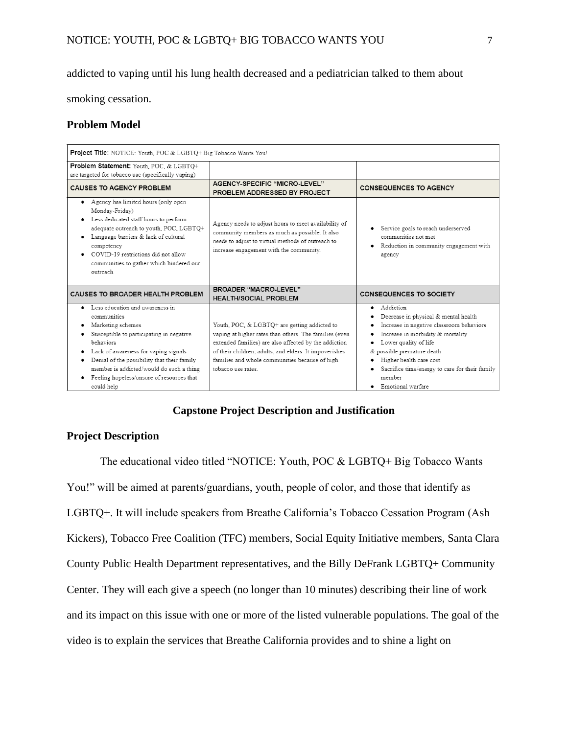addicted to vaping until his lung health decreased and a pediatrician talked to them about smoking cessation.

## Problem Model

| **Project Title:** NOTICE: Youth, POC & LGBTQ+ Big Tobacco Wants You! | | |
|---|---|---|
| **Problem Statement:** Youth, POC, & LGBTQ+ are targeted for tobacco use (specifically vaping) | | |
| **CAUSES TO AGENCY PROBLEM** | **AGENCY-SPECIFIC "MICRO-LEVEL" PROBLEM ADDRESSED BY PROJECT** | **CONSEQUENCES TO AGENCY** |
| • Agency has limited hours (only open Monday-Friday)<br>• Less dedicated staff hours to perform adequate outreach to youth, POC, LGBTQ+<br>• Language barriers & lack of cultural competency<br>• COVID-19 restrictions did not allow communities to gather which hindered our outreach | Agency needs to adjust hours to meet availability of community members as much as possible. It also needs to adjust to virtual methods of outreach to increase engagement with the community. | • Service goals to reach underserved communities not met<br>• Reduction in community engagement with agency |
| **CAUSES TO BROADER HEALTH PROBLEM** | **BROADER "MACRO-LEVEL" HEALTH/SOCIAL PROBLEM** | **CONSEQUENCES TO SOCIETY** |
| • Less education and awareness in communities<br>• Marketing schemes<br>• Susceptible to participating in negative behaviors<br>• Lack of awareness for vaping signals<br>• Denial of the possibility that their family member is addicted/would do such a thing<br>• Feeling hopeless/unsure of resources that could help | Youth, POC, & LGBTQ+ are getting addicted to vaping at higher rates than others. The families (even extended families) are also affected by the addiction of their children, adults, and elders. It impoverishes families and whole communities because of high tobacco use rates. | • Addiction<br>• Decrease in physical & mental health<br>• Increase in negative classroom behaviors<br>• Increase in morbidity & mortality<br>• Lower quality of life & possible premature death<br>• Higher health care cost<br>• Sacrifice time/energy to care for their family member<br>• Emotional warfare |

# Capstone Project Description and Justification

## Project Description

The educational video titled "NOTICE: Youth, POC & LGBTQ+ Big Tobacco Wants You!" will be aimed at parents/guardians, youth, people of color, and those that identify as LGBTQ+. It will include speakers from Breathe California's Tobacco Cessation Program (Ash Kickers), Tobacco Free Coalition (TFC) members, Social Equity Initiative members, Santa Clara County Public Health Department representatives, and the Billy DeFrank LGBTQ+ Community Center. They will each give a speech (no longer than 10 minutes) describing their line of work and its impact on this issue with one or more of the listed vulnerable populations. The goal of the video is to explain the services that Breathe California provides and to shine a light on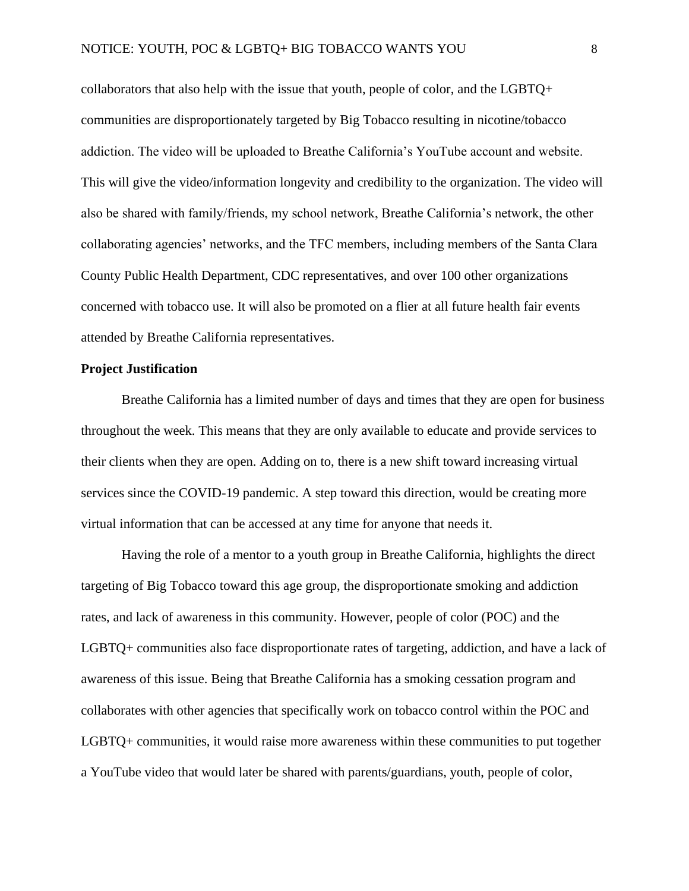collaborators that also help with the issue that youth, people of color, and the LGBTQ+ communities are disproportionately targeted by Big Tobacco resulting in nicotine/tobacco addiction. The video will be uploaded to Breathe California's YouTube account and website. This will give the video/information longevity and credibility to the organization. The video will also be shared with family/friends, my school network, Breathe California's network, the other collaborating agencies' networks, and the TFC members, including members of the Santa Clara County Public Health Department, CDC representatives, and over 100 other organizations concerned with tobacco use. It will also be promoted on a flier at all future health fair events attended by Breathe California representatives.

**Project Justification**

Breathe California has a limited number of days and times that they are open for business throughout the week. This means that they are only available to educate and provide services to their clients when they are open. Adding on to, there is a new shift toward increasing virtual services since the COVID-19 pandemic. A step toward this direction, would be creating more virtual information that can be accessed at any time for anyone that needs it.

Having the role of a mentor to a youth group in Breathe California, highlights the direct targeting of Big Tobacco toward this age group, the disproportionate smoking and addiction rates, and lack of awareness in this community. However, people of color (POC) and the LGBTQ+ communities also face disproportionate rates of targeting, addiction, and have a lack of awareness of this issue. Being that Breathe California has a smoking cessation program and collaborates with other agencies that specifically work on tobacco control within the POC and LGBTQ+ communities, it would raise more awareness within these communities to put together a YouTube video that would later be shared with parents/guardians, youth, people of color,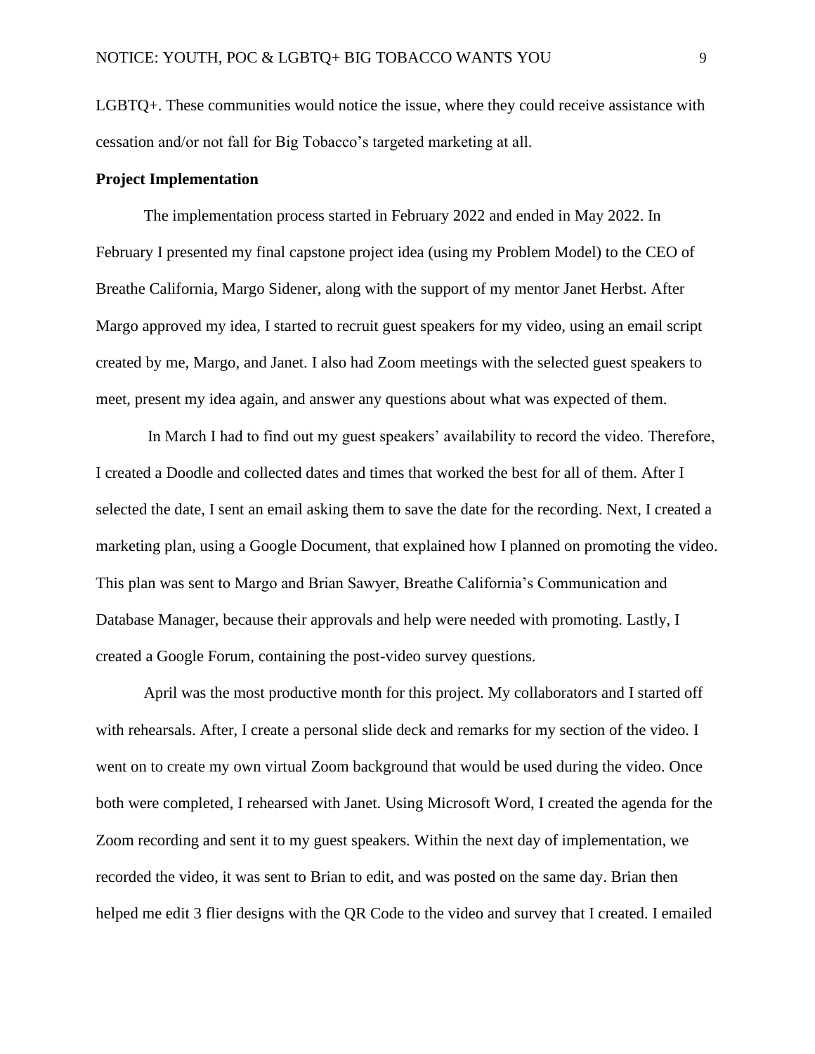LGBTQ+. These communities would notice the issue, where they could receive assistance with cessation and/or not fall for Big Tobacco's targeted marketing at all.

**Project Implementation**

The implementation process started in February 2022 and ended in May 2022. In February I presented my final capstone project idea (using my Problem Model) to the CEO of Breathe California, Margo Sidener, along with the support of my mentor Janet Herbst. After Margo approved my idea, I started to recruit guest speakers for my video, using an email script created by me, Margo, and Janet. I also had Zoom meetings with the selected guest speakers to meet, present my idea again, and answer any questions about what was expected of them.

In March I had to find out my guest speakers' availability to record the video. Therefore, I created a Doodle and collected dates and times that worked the best for all of them. After I selected the date, I sent an email asking them to save the date for the recording. Next, I created a marketing plan, using a Google Document, that explained how I planned on promoting the video. This plan was sent to Margo and Brian Sawyer, Breathe California's Communication and Database Manager, because their approvals and help were needed with promoting. Lastly, I created a Google Forum, containing the post-video survey questions.

April was the most productive month for this project. My collaborators and I started off with rehearsals. After, I create a personal slide deck and remarks for my section of the video. I went on to create my own virtual Zoom background that would be used during the video. Once both were completed, I rehearsed with Janet. Using Microsoft Word, I created the agenda for the Zoom recording and sent it to my guest speakers. Within the next day of implementation, we recorded the video, it was sent to Brian to edit, and was posted on the same day. Brian then helped me edit 3 flier designs with the QR Code to the video and survey that I created. I emailed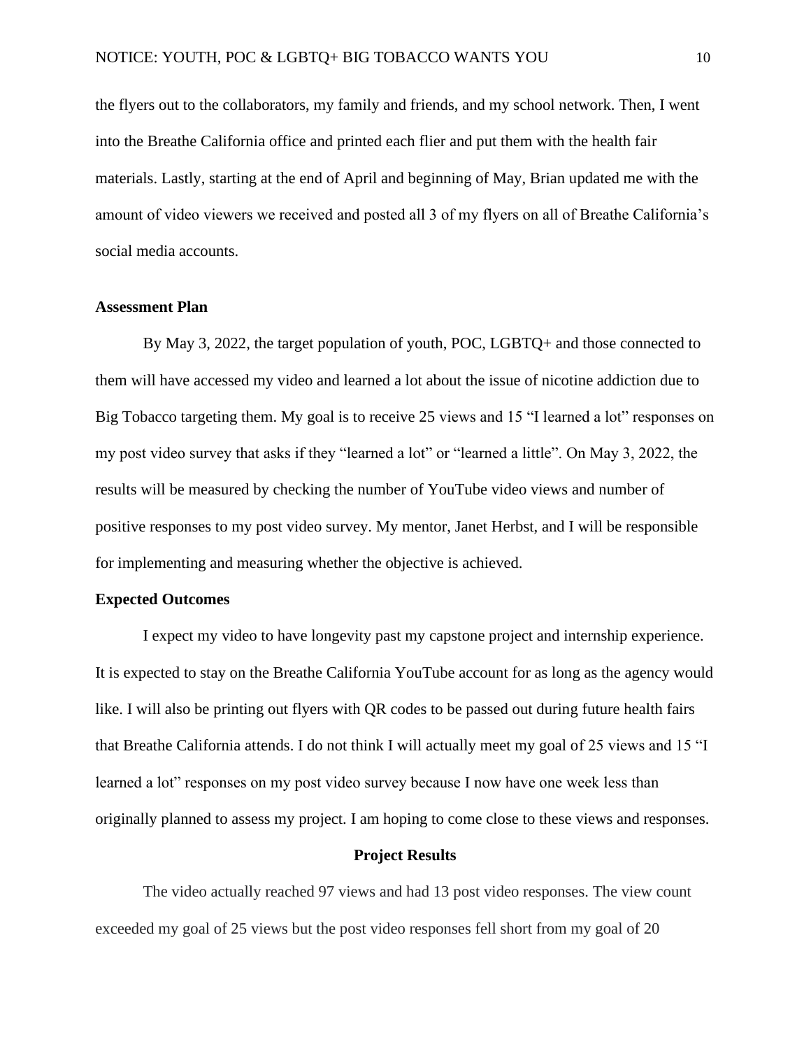the flyers out to the collaborators, my family and friends, and my school network. Then, I went into the Breathe California office and printed each flier and put them with the health fair materials. Lastly, starting at the end of April and beginning of May, Brian updated me with the amount of video viewers we received and posted all 3 of my flyers on all of Breathe California's social media accounts.

**Assessment Plan**

By May 3, 2022, the target population of youth, POC, LGBTQ+ and those connected to them will have accessed my video and learned a lot about the issue of nicotine addiction due to Big Tobacco targeting them. My goal is to receive 25 views and 15 "I learned a lot" responses on my post video survey that asks if they "learned a lot" or "learned a little". On May 3, 2022, the results will be measured by checking the number of YouTube video views and number of positive responses to my post video survey. My mentor, Janet Herbst, and I will be responsible for implementing and measuring whether the objective is achieved.

**Expected Outcomes**

I expect my video to have longevity past my capstone project and internship experience. It is expected to stay on the Breathe California YouTube account for as long as the agency would like. I will also be printing out flyers with QR codes to be passed out during future health fairs that Breathe California attends. I do not think I will actually meet my goal of 25 views and 15 "I learned a lot" responses on my post video survey because I now have one week less than originally planned to assess my project. I am hoping to come close to these views and responses.

## Project Results

The video actually reached 97 views and had 13 post video responses. The view count exceeded my goal of 25 views but the post video responses fell short from my goal of 20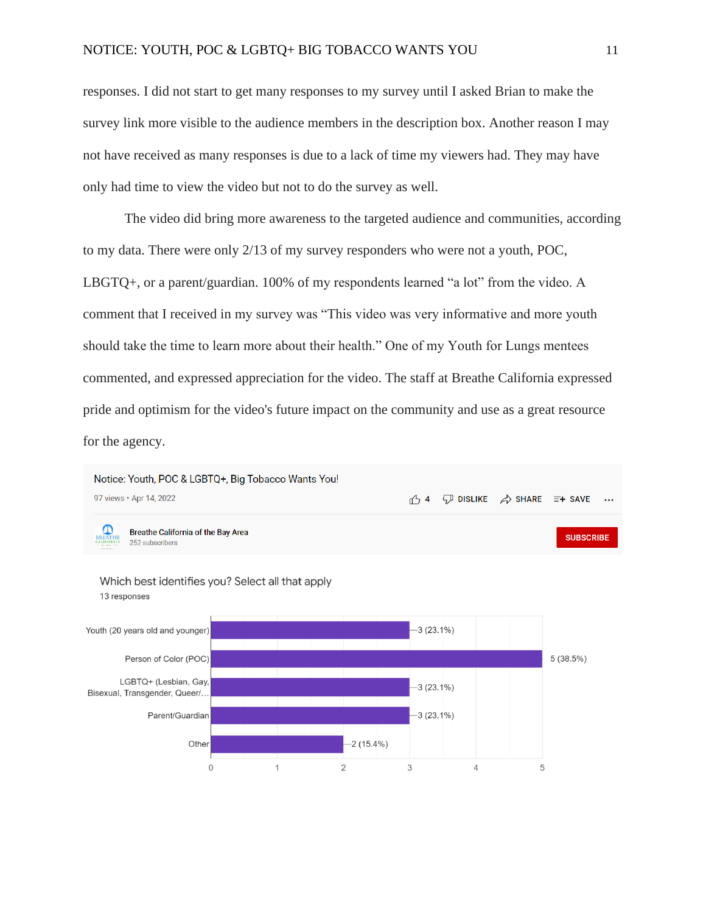responses. I did not start to get many responses to my survey until I asked Brian to make the survey link more visible to the audience members in the description box. Another reason I may not have received as many responses is due to a lack of time my viewers had. They may have only had time to view the video but not to do the survey as well.

The video did bring more awareness to the targeted audience and communities, according to my data. There were only 2/13 of my survey responders who were not a youth, POC, LBGTQ+, or a parent/guardian. 100% of my respondents learned "a lot" from the video. A comment that I received in my survey was "This video was very informative and more youth should take the time to learn more about their health." One of my Youth for Lungs mentees commented, and expressed appreciation for the video. The staff at Breathe California expressed pride and optimism for the video's future impact on the community and use as a great resource for the agency.

Notice: Youth, POC & LGBTQ+, Big Tobacco Wants You!

97 views • Apr 14, 2022 — 4 likes

Breathe California of the Bay Area — 252 subscribers

**Which best identifies you? Select all that apply**

13 responses

| Response | Count (%) |
|---|---|
| Youth (20 years old and younger) | 3 (23.1%) |
| Person of Color (POC) | 5 (38.5%) |
| LGBTQ+ (Lesbian, Gay, Bisexual, Transgender, Queer/… | 3 (23.1%) |
| Parent/Guardian | 3 (23.1%) |
| Other | 2 (15.4%) |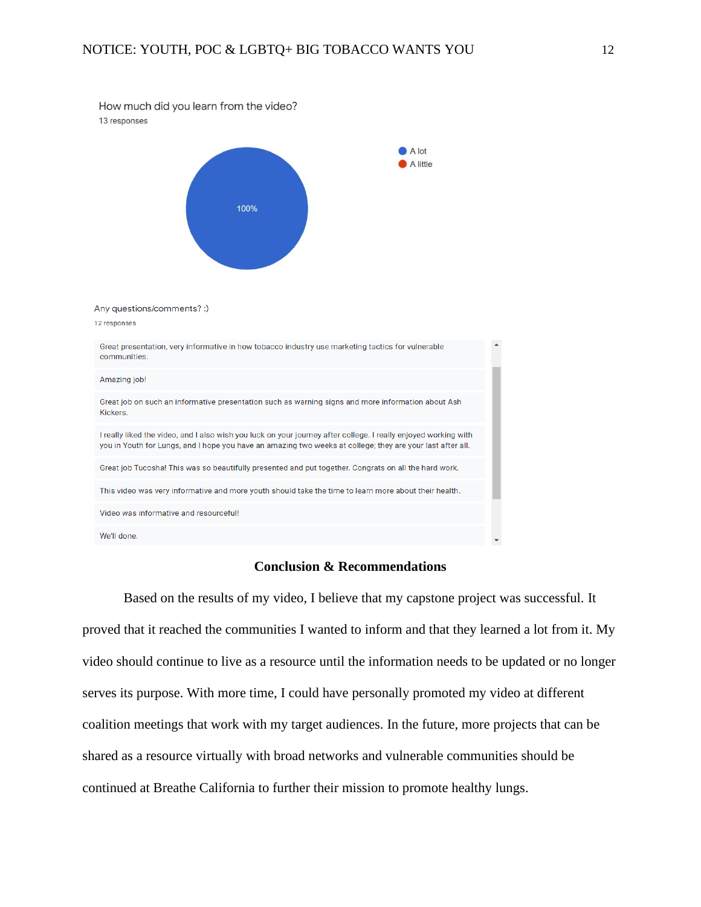How much did you learn from the video?

13 responses

- A lot
- A little

100%

Any questions/comments? :)

12 responses

- Great presentation, very informative in how tobacco industry use marketing tactics for vulnerable communities.
- Amazing job!
- Great job on such an informative presentation such as warning signs and more information about Ash Kickers.
- I really liked the video, and I also wish you luck on your journey after college. I really enjoyed working with you in Youth for Lungs, and I hope you have an amazing two weeks at college; they are your last after all.
- Great job Tucosha! This was so beautifully presented and put together. Congrats on all the hard work.
- This video was very informative and more youth should take the time to learn more about their health.
- Video was informative and resourceful!
- We'll done.

## Conclusion & Recommendations

Based on the results of my video, I believe that my capstone project was successful. It proved that it reached the communities I wanted to inform and that they learned a lot from it. My video should continue to live as a resource until the information needs to be updated or no longer serves its purpose. With more time, I could have personally promoted my video at different coalition meetings that work with my target audiences. In the future, more projects that can be shared as a resource virtually with broad networks and vulnerable communities should be continued at Breathe California to further their mission to promote healthy lungs.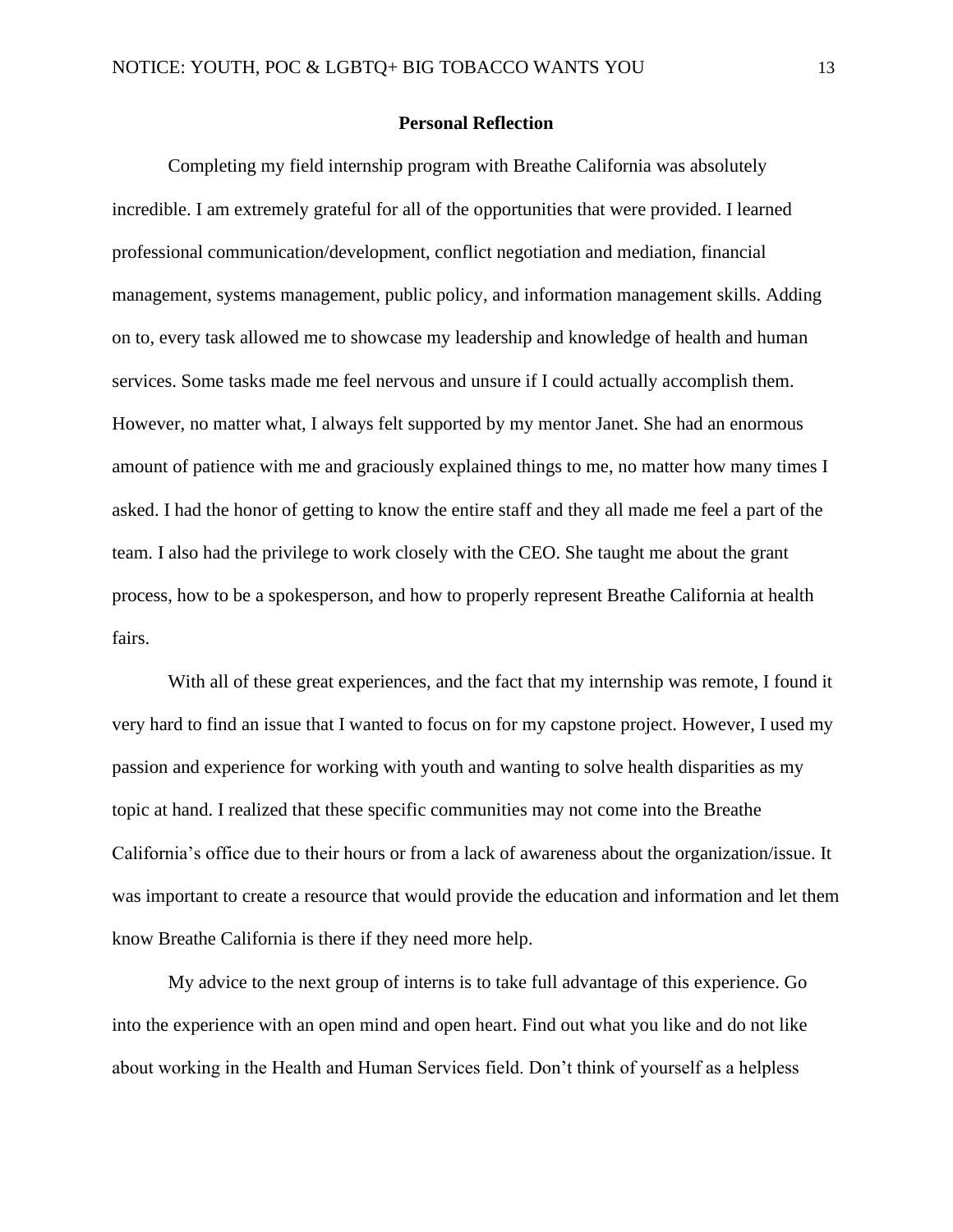## Personal Reflection

Completing my field internship program with Breathe California was absolutely incredible. I am extremely grateful for all of the opportunities that were provided. I learned professional communication/development, conflict negotiation and mediation, financial management, systems management, public policy, and information management skills. Adding on to, every task allowed me to showcase my leadership and knowledge of health and human services. Some tasks made me feel nervous and unsure if I could actually accomplish them. However, no matter what, I always felt supported by my mentor Janet. She had an enormous amount of patience with me and graciously explained things to me, no matter how many times I asked. I had the honor of getting to know the entire staff and they all made me feel a part of the team. I also had the privilege to work closely with the CEO. She taught me about the grant process, how to be a spokesperson, and how to properly represent Breathe California at health fairs.

With all of these great experiences, and the fact that my internship was remote, I found it very hard to find an issue that I wanted to focus on for my capstone project. However, I used my passion and experience for working with youth and wanting to solve health disparities as my topic at hand. I realized that these specific communities may not come into the Breathe California's office due to their hours or from a lack of awareness about the organization/issue. It was important to create a resource that would provide the education and information and let them know Breathe California is there if they need more help.

My advice to the next group of interns is to take full advantage of this experience. Go into the experience with an open mind and open heart. Find out what you like and do not like about working in the Health and Human Services field. Don't think of yourself as a helpless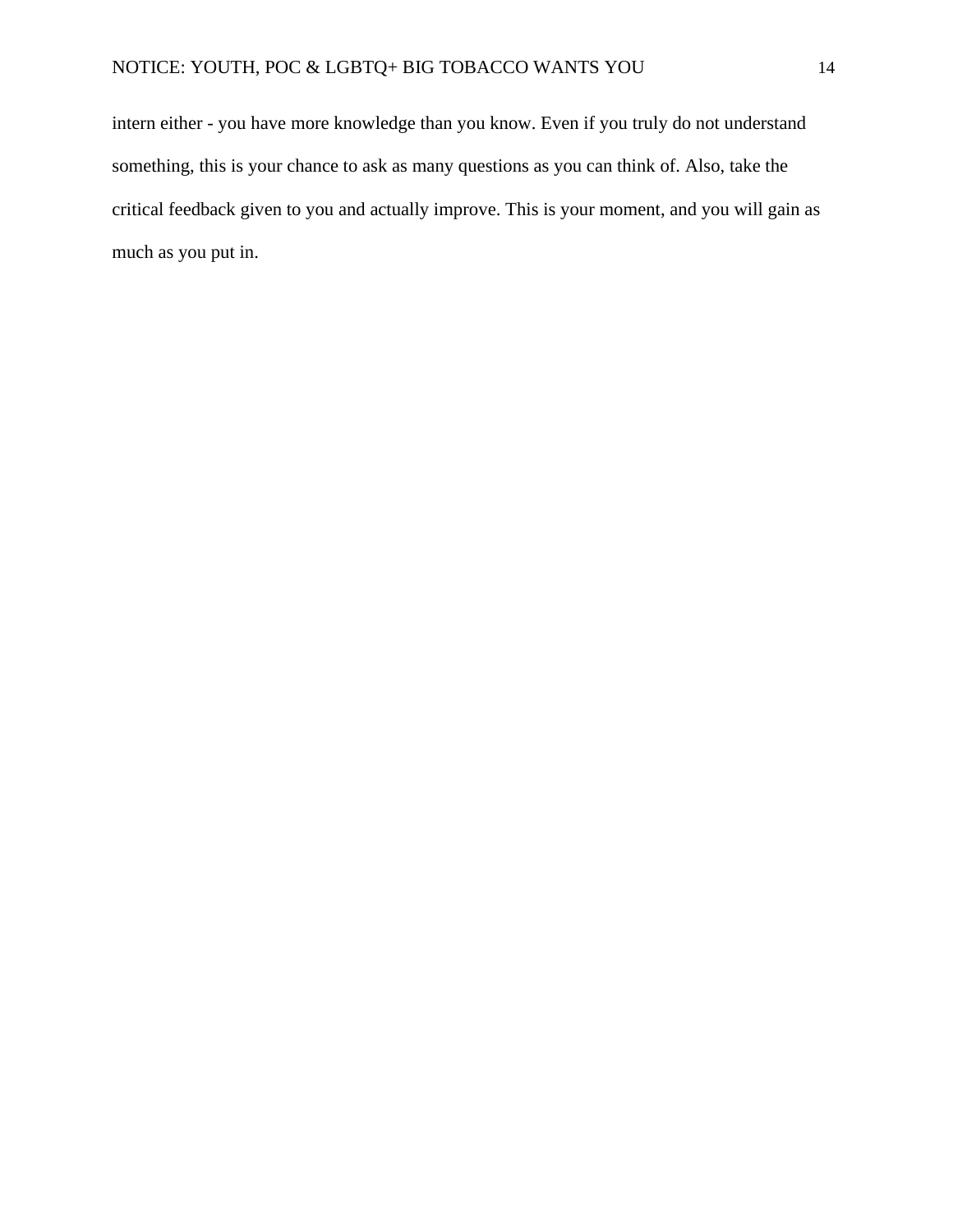intern either - you have more knowledge than you know. Even if you truly do not understand something, this is your chance to ask as many questions as you can think of. Also, take the critical feedback given to you and actually improve. This is your moment, and you will gain as much as you put in.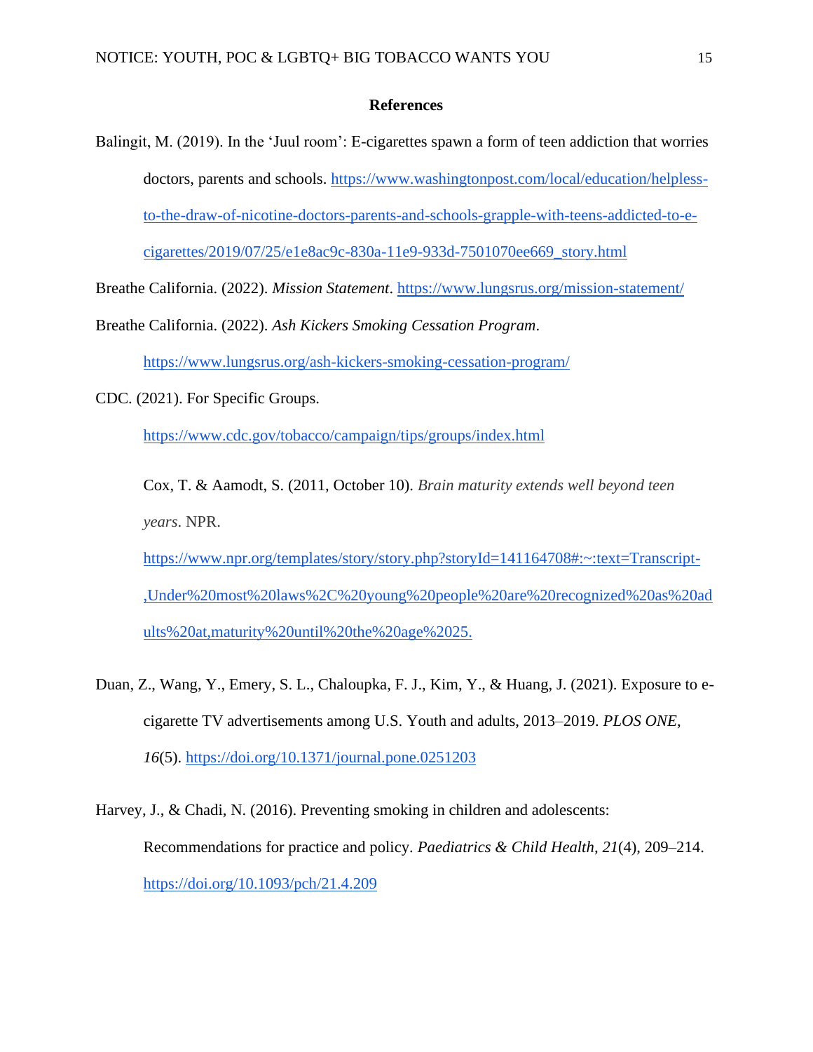**References**

Balingit, M. (2019). In the 'Juul room': E-cigarettes spawn a form of teen addiction that worries doctors, parents and schools. https://www.washingtonpost.com/local/education/helpless-to-the-draw-of-nicotine-doctors-parents-and-schools-grapple-with-teens-addicted-to-e-cigarettes/2019/07/25/e1e8ac9c-830a-11e9-933d-7501070ee669_story.html

Breathe California. (2022). *Mission Statement*. https://www.lungsrus.org/mission-statement/

Breathe California. (2022). *Ash Kickers Smoking Cessation Program*. https://www.lungsrus.org/ash-kickers-smoking-cessation-program/

CDC. (2021). For Specific Groups. https://www.cdc.gov/tobacco/campaign/tips/groups/index.html

Cox, T. & Aamodt, S. (2011, October 10). *Brain maturity extends well beyond teen years*. NPR. https://www.npr.org/templates/story/story.php?storyId=141164708#:~:text=Transcript-,Under%20most%20laws%2C%20young%20people%20are%20recognized%20as%20adults%20at,maturity%20until%20the%20age%2025.

Duan, Z., Wang, Y., Emery, S. L., Chaloupka, F. J., Kim, Y., & Huang, J. (2021). Exposure to e-cigarette TV advertisements among U.S. Youth and adults, 2013–2019. *PLOS ONE*, *16*(5). https://doi.org/10.1371/journal.pone.0251203

Harvey, J., & Chadi, N. (2016). Preventing smoking in children and adolescents: Recommendations for practice and policy. *Paediatrics & Child Health*, *21*(4), 209–214. https://doi.org/10.1093/pch/21.4.209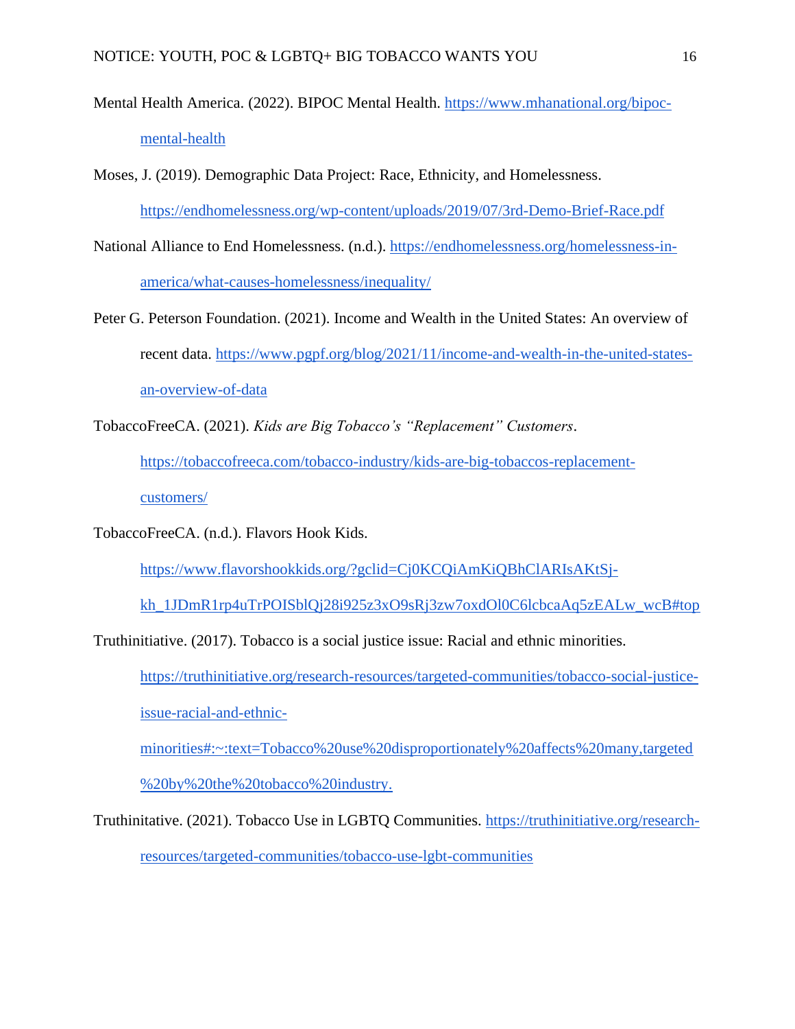Mental Health America. (2022). BIPOC Mental Health. https://www.mhanational.org/bipoc-mental-health

Moses, J. (2019). Demographic Data Project: Race, Ethnicity, and Homelessness. https://endhomelessness.org/wp-content/uploads/2019/07/3rd-Demo-Brief-Race.pdf

National Alliance to End Homelessness. (n.d.). https://endhomelessness.org/homelessness-in-america/what-causes-homelessness/inequality/

Peter G. Peterson Foundation. (2021). Income and Wealth in the United States: An overview of recent data. https://www.pgpf.org/blog/2021/11/income-and-wealth-in-the-united-states-an-overview-of-data

TobaccoFreeCA. (2021). *Kids are Big Tobacco's "Replacement" Customers*. https://tobaccofreeca.com/tobacco-industry/kids-are-big-tobaccos-replacement-customers/

TobaccoFreeCA. (n.d.). Flavors Hook Kids. https://www.flavorshookkids.org/?gclid=Cj0KCQiAmKiQBhClARIsAKtSj-kh_1JDmR1rp4uTrPOISblQj28i925z3xO9sRj3zw7oxdOl0C6lcbcaAq5zEALw_wcB#top

Truthinitiative. (2017). Tobacco is a social justice issue: Racial and ethnic minorities. https://truthinitiative.org/research-resources/targeted-communities/tobacco-social-justice-issue-racial-and-ethnic-minorities#:~:text=Tobacco%20use%20disproportionately%20affects%20many,targeted%20by%20the%20tobacco%20industry.

Truthinitative. (2021). Tobacco Use in LGBTQ Communities. https://truthinitiative.org/research-resources/targeted-communities/tobacco-use-lgbt-communities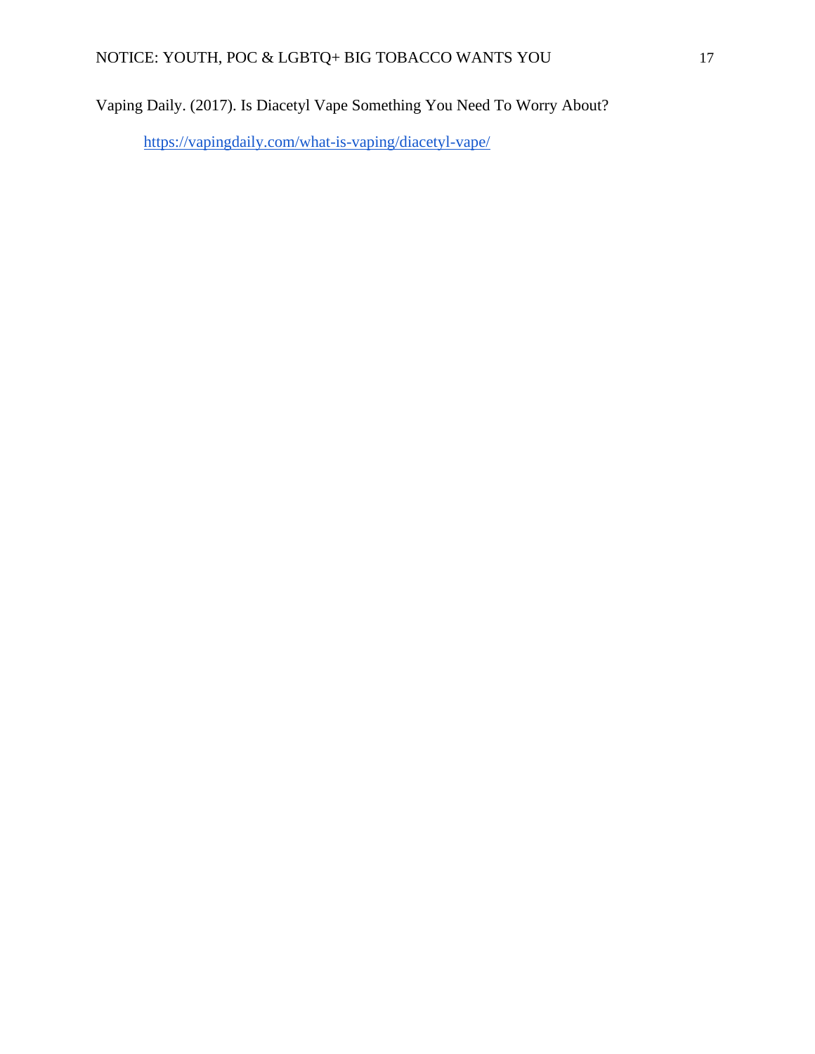Vaping Daily. (2017). Is Diacetyl Vape Something You Need To Worry About?

https://vapingdaily.com/what-is-vaping/diacetyl-vape/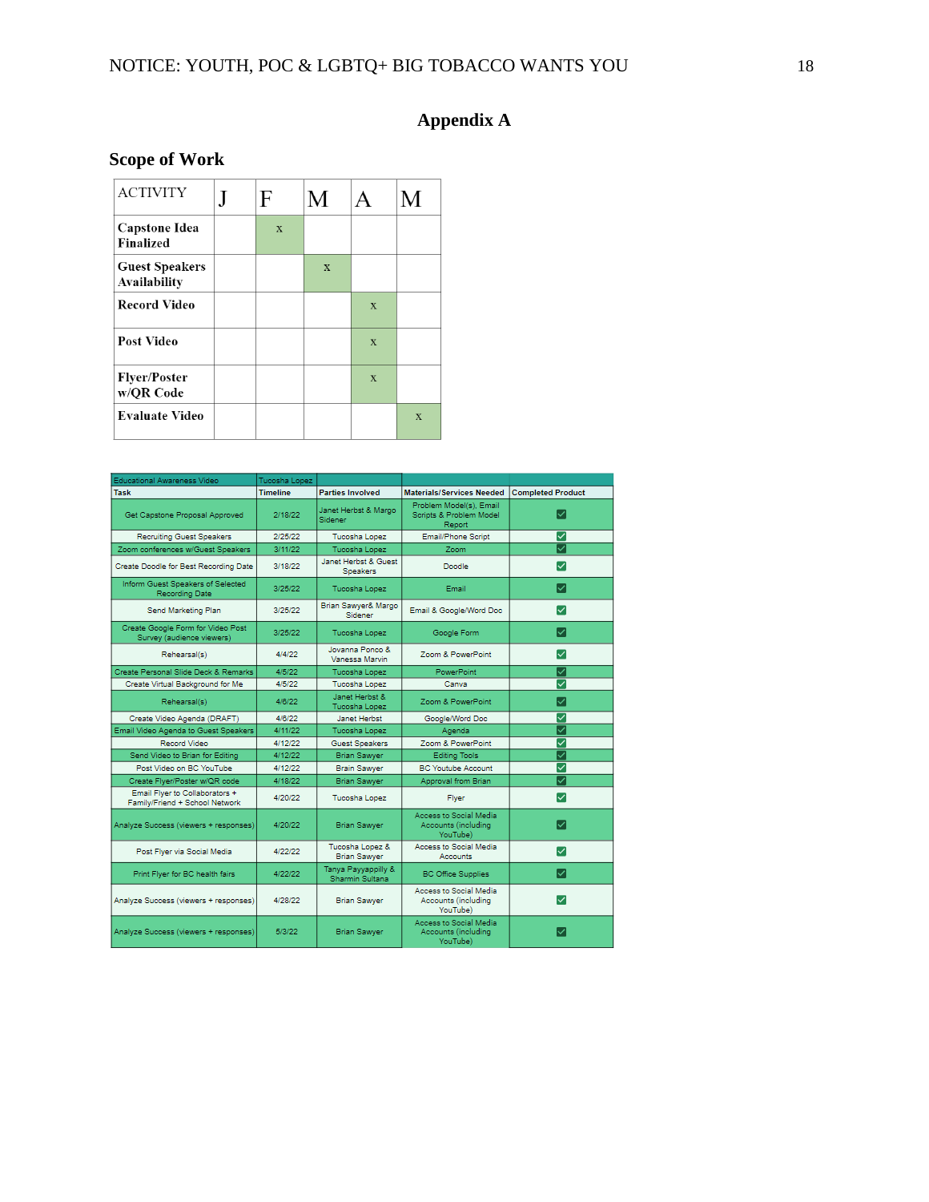# Appendix A

## Scope of Work

| ACTIVITY | J | F | M | A | M |
|---|---|---|---|---|---|
| **Capstone Idea Finalized** | | x | | | |
| **Guest Speakers Availability** | | | x | | |
| **Record Video** | | | | x | |
| **Post Video** | | | | x | |
| **Flyer/Poster w/QR Code** | | | | x | |
| **Evaluate Video** | | | | | x |

| Educational Awareness Video | Tucosha Lopez | | | |
|---|---|---|---|---|
| **Task** | **Timeline** | **Parties Involved** | **Materials/Services Needed** | **Completed Product** |
| Get Capstone Proposal Approved | 2/18/22 | Janet Herbst & Margo Sidener | Problem Model(s), Email Scripts & Problem Model Report | ☑ |
| Recruiting Guest Speakers | 2/25/22 | Tucosha Lopez | Email/Phone Script | ☑ |
| Zoom conferences w/Guest Speakers | 3/11/22 | Tucosha Lopez | Zoom | ☑ |
| Create Doodle for Best Recording Date | 3/18/22 | Janet Herbst & Guest Speakers | Doodle | ☑ |
| Inform Guest Speakers of Selected Recording Date | 3/25/22 | Tucosha Lopez | Email | ☑ |
| Send Marketing Plan | 3/25/22 | Brian Sawyer& Margo Sidener | Email & Google/Word Doc | ☑ |
| Create Google Form for Video Post Survey (audience viewers) | 3/25/22 | Tucosha Lopez | Google Form | ☑ |
| Rehearsal(s) | 4/4/22 | Jovanna Ponco & Vanessa Marvin | Zoom & PowerPoint | ☑ |
| Create Personal Slide Deck & Remarks | 4/5/22 | Tucosha Lopez | PowerPoint | ☑ |
| Create Virtual Background for Me | 4/5/22 | Tucosha Lopez | Canva | ☑ |
| Rehearsal(s) | 4/6/22 | Janet Herbst & Tucosha Lopez | Zoom & PowerPoint | ☑ |
| Create Video Agenda (DRAFT) | 4/6/22 | Janet Herbst | Google/Word Doc | ☑ |
| Email Video Agenda to Guest Speakers | 4/11/22 | Tucosha Lopez | Agenda | ☑ |
| Record Video | 4/12/22 | Guest Speakers | Zoom & PowerPoint | ☑ |
| Send Video to Brian for Editing | 4/12/22 | Brian Sawyer | Editing Tools | ☑ |
| Post Video on BC YouTube | 4/12/22 | Brain Sawyer | BC Youtube Account | ☑ |
| Create Flyer/Poster w/QR code | 4/18/22 | Brian Sawyer | Approval from Brian | ☑ |
| Email Flyer to Collaborators + Family/Friend + School Network | 4/20/22 | Tucosha Lopez | Flyer | ☑ |
| Analyze Success (viewers + responses) | 4/20/22 | Brian Sawyer | Access to Social Media Accounts (including YouTube) | ☑ |
| Post Flyer via Social Media | 4/22/22 | Tucosha Lopez & Brian Sawyer | Access to Social Media Accounts | ☑ |
| Print Flyer for BC health fairs | 4/22/22 | Tanya Payyappilly & Sharmin Sultana | BC Office Supplies | ☑ |
| Analyze Success (viewers + responses) | 4/28/22 | Brian Sawyer | Access to Social Media Accounts (including YouTube) | ☑ |
| Analyze Success (viewers + responses) | 5/3/22 | Brian Sawyer | Access to Social Media Accounts (including YouTube) | ☑ |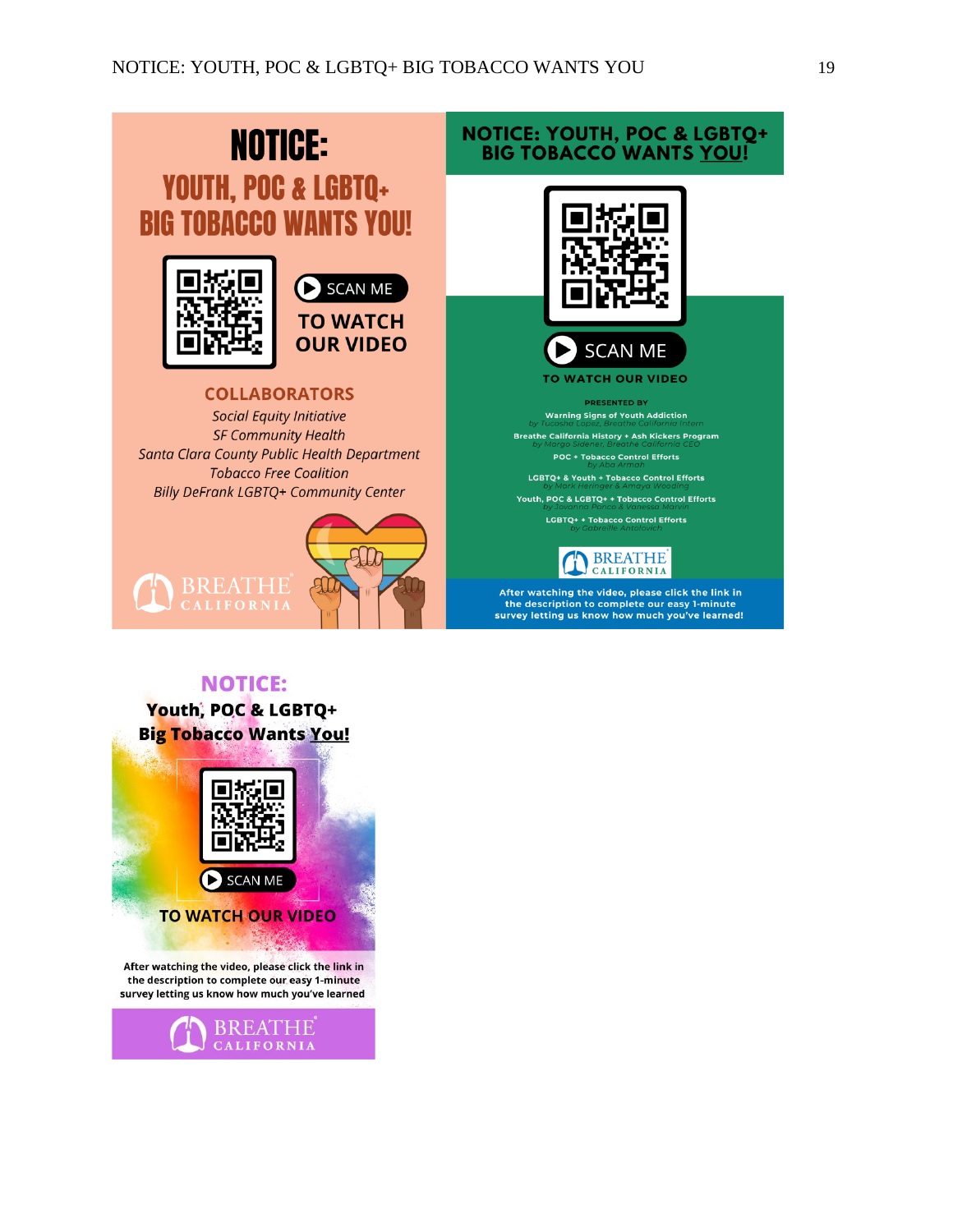NOTICE:

YOUTH, POC & LGBTQ+

BIG TOBACCO WANTS YOU!

SCAN ME

TO WATCH OUR VIDEO

COLLABORATORS

*Social Equity Initiative*

*SF Community Health*

*Santa Clara County Public Health Department*

*Tobacco Free Coalition*

*Billy DeFrank LGBTQ+ Community Center*

BREATHE CALIFORNIA

NOTICE: YOUTH, POC & LGBTQ+ BIG TOBACCO WANTS YOU!

SCAN ME

TO WATCH OUR VIDEO

PRESENTED BY

Warning Signs of Youth Addiction
by Yucosha Lopez, Breathe California Intern

Breathe California History + Ash Kickers Program
by Margo Sidener, Breathe California CEO

POC + Tobacco Control Efforts
by Aba Armah

LGBTQ+ & Youth + Tobacco Control Efforts
by Mark Heringer & Amaya Wooding

Youth, POC & LGBTQ+ + Tobacco Control Efforts
by Jovanna Ponce & Vanessa Marvin

LGBTQ+ + Tobacco Control Efforts
by Gabrielle Antolovich

BREATHE CALIFORNIA

After watching the video, please click the link in the description to complete our easy 1-minute survey letting us know how much you've learned!

NOTICE:

Youth, POC & LGBTQ+

Big Tobacco Wants You!

SCAN ME

TO WATCH OUR VIDEO

After watching the video, please click the link in the description to complete our easy 1-minute survey letting us know how much you've learned

BREATHE CALIFORNIA